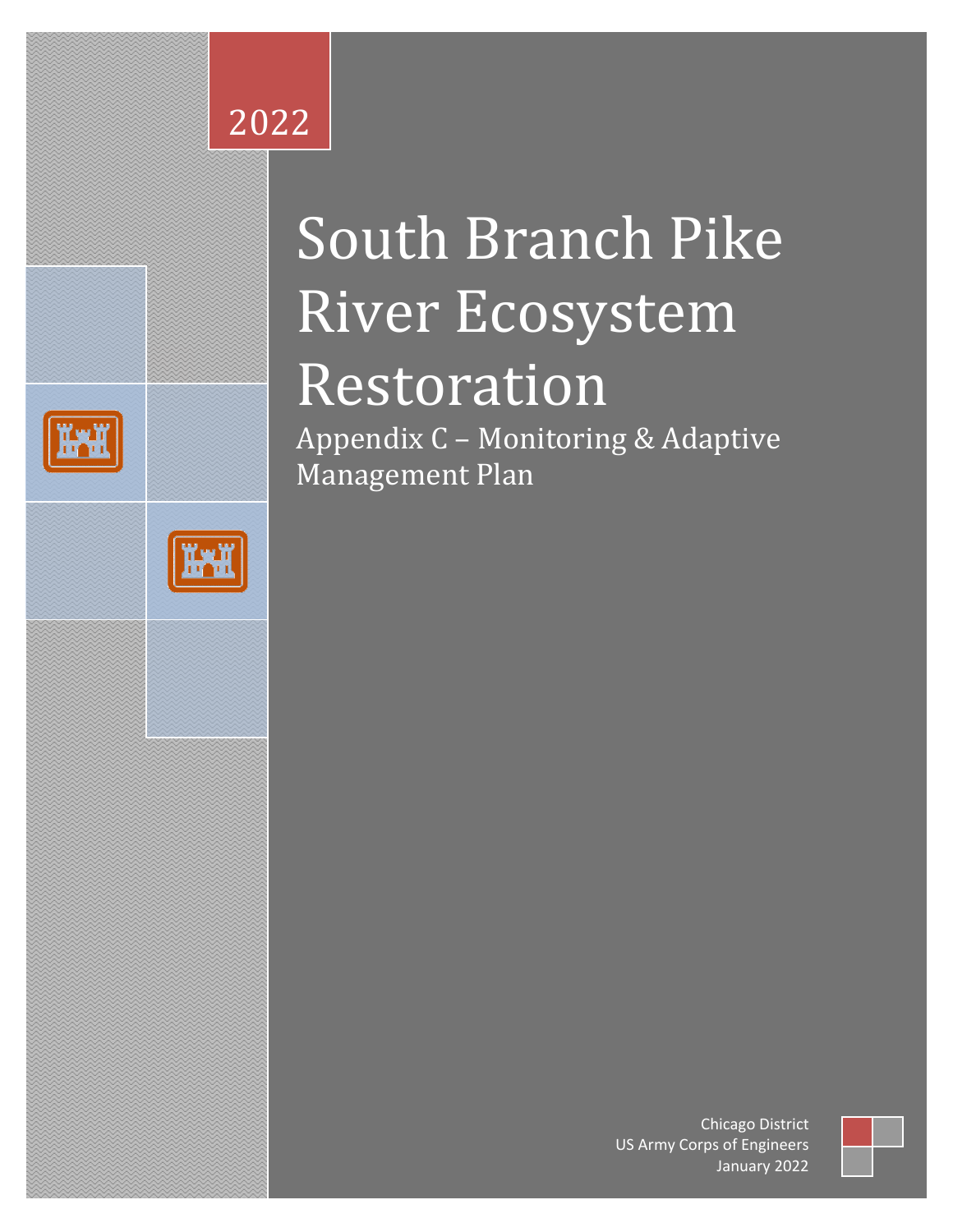2022

# South Branch Pike River Ecosystem Restoration

## Appendix C – Monitoring & Adaptive Management Plan

Chicago District
US Army Corps of Engineers
January 2022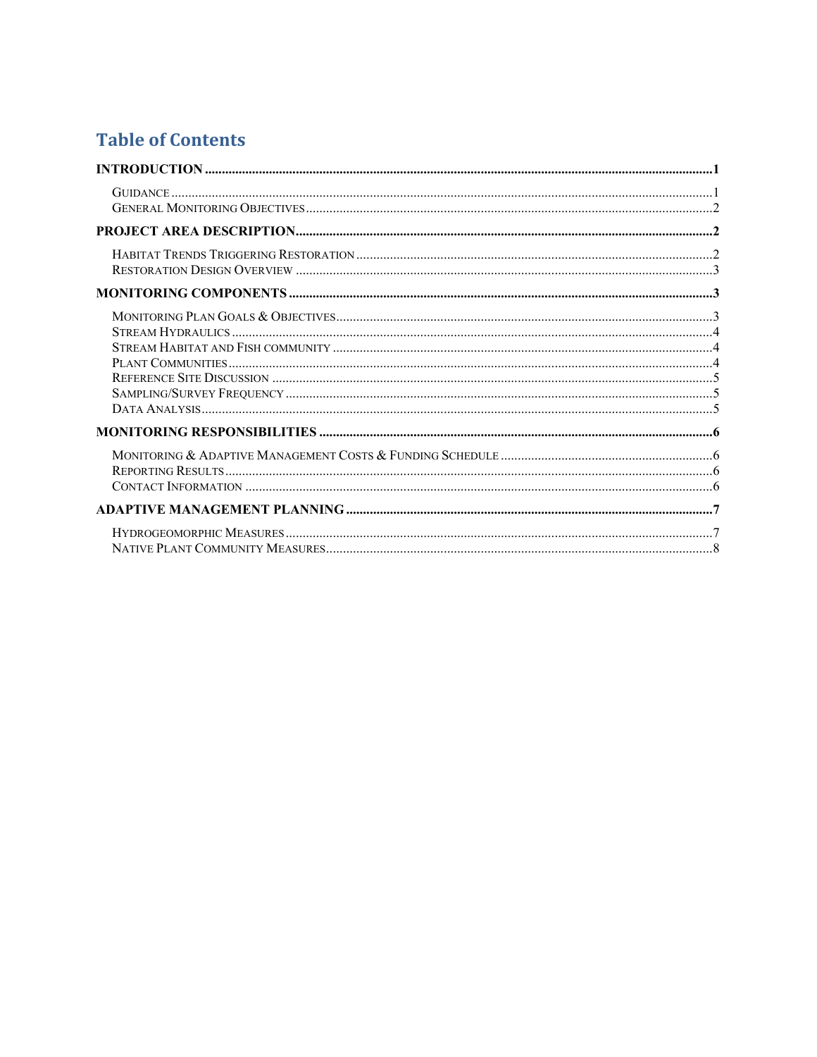# Table of Contents

**INTRODUCTION** .......... **1**

- GUIDANCE .......... 1
- GENERAL MONITORING OBJECTIVES .......... 2

**PROJECT AREA DESCRIPTION** .......... **2**

- HABITAT TRENDS TRIGGERING RESTORATION .......... 2
- RESTORATION DESIGN OVERVIEW .......... 3

**MONITORING COMPONENTS** .......... **3**

- MONITORING PLAN GOALS & OBJECTIVES .......... 3
- STREAM HYDRAULICS .......... 4
- STREAM HABITAT AND FISH COMMUNITY .......... 4
- PLANT COMMUNITIES .......... 4
- REFERENCE SITE DISCUSSION .......... 5
- SAMPLING/SURVEY FREQUENCY .......... 5
- DATA ANALYSIS .......... 5

**MONITORING RESPONSIBILITIES** .......... **6**

- MONITORING & ADAPTIVE MANAGEMENT COSTS & FUNDING SCHEDULE .......... 6
- REPORTING RESULTS .......... 6
- CONTACT INFORMATION .......... 6

**ADAPTIVE MANAGEMENT PLANNING** .......... **7**

- HYDROGEOMORPHIC MEASURES .......... 7
- NATIVE PLANT COMMUNITY MEASURES .......... 8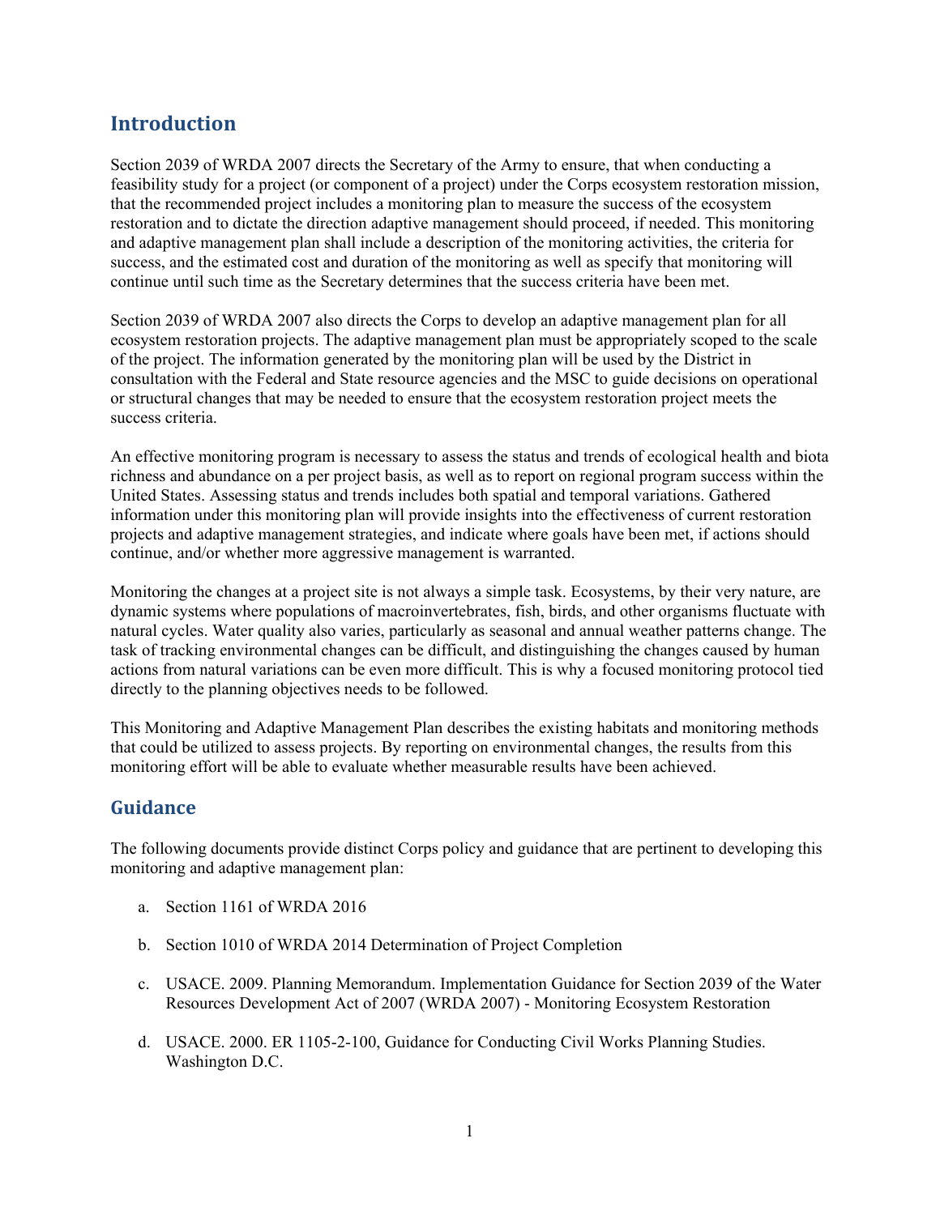## Introduction

Section 2039 of WRDA 2007 directs the Secretary of the Army to ensure, that when conducting a feasibility study for a project (or component of a project) under the Corps ecosystem restoration mission, that the recommended project includes a monitoring plan to measure the success of the ecosystem restoration and to dictate the direction adaptive management should proceed, if needed. This monitoring and adaptive management plan shall include a description of the monitoring activities, the criteria for success, and the estimated cost and duration of the monitoring as well as specify that monitoring will continue until such time as the Secretary determines that the success criteria have been met.

Section 2039 of WRDA 2007 also directs the Corps to develop an adaptive management plan for all ecosystem restoration projects. The adaptive management plan must be appropriately scoped to the scale of the project. The information generated by the monitoring plan will be used by the District in consultation with the Federal and State resource agencies and the MSC to guide decisions on operational or structural changes that may be needed to ensure that the ecosystem restoration project meets the success criteria.

An effective monitoring program is necessary to assess the status and trends of ecological health and biota richness and abundance on a per project basis, as well as to report on regional program success within the United States. Assessing status and trends includes both spatial and temporal variations. Gathered information under this monitoring plan will provide insights into the effectiveness of current restoration projects and adaptive management strategies, and indicate where goals have been met, if actions should continue, and/or whether more aggressive management is warranted.

Monitoring the changes at a project site is not always a simple task. Ecosystems, by their very nature, are dynamic systems where populations of macroinvertebrates, fish, birds, and other organisms fluctuate with natural cycles. Water quality also varies, particularly as seasonal and annual weather patterns change. The task of tracking environmental changes can be difficult, and distinguishing the changes caused by human actions from natural variations can be even more difficult. This is why a focused monitoring protocol tied directly to the planning objectives needs to be followed.

This Monitoring and Adaptive Management Plan describes the existing habitats and monitoring methods that could be utilized to assess projects. By reporting on environmental changes, the results from this monitoring effort will be able to evaluate whether measurable results have been achieved.

## Guidance

The following documents provide distinct Corps policy and guidance that are pertinent to developing this monitoring and adaptive management plan:

a. Section 1161 of WRDA 2016

b. Section 1010 of WRDA 2014 Determination of Project Completion

c. USACE. 2009. Planning Memorandum. Implementation Guidance for Section 2039 of the Water Resources Development Act of 2007 (WRDA 2007) - Monitoring Ecosystem Restoration

d. USACE. 2000. ER 1105-2-100, Guidance for Conducting Civil Works Planning Studies. Washington D.C.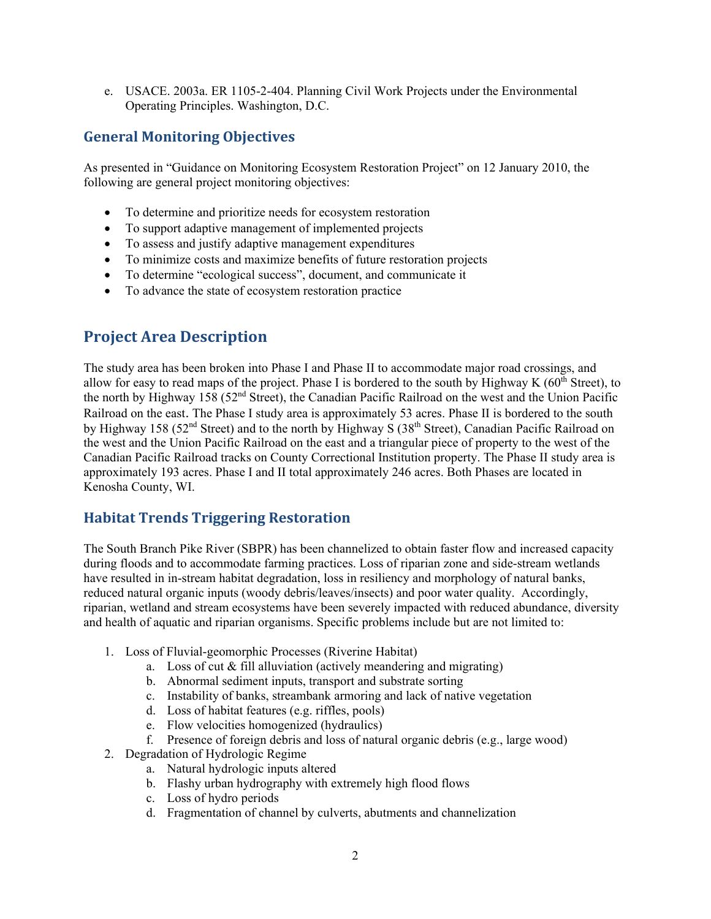e. USACE. 2003a. ER 1105-2-404. Planning Civil Work Projects under the Environmental Operating Principles. Washington, D.C.

### General Monitoring Objectives

As presented in "Guidance on Monitoring Ecosystem Restoration Project" on 12 January 2010, the following are general project monitoring objectives:

- To determine and prioritize needs for ecosystem restoration
- To support adaptive management of implemented projects
- To assess and justify adaptive management expenditures
- To minimize costs and maximize benefits of future restoration projects
- To determine "ecological success", document, and communicate it
- To advance the state of ecosystem restoration practice

## Project Area Description

The study area has been broken into Phase I and Phase II to accommodate major road crossings, and allow for easy to read maps of the project. Phase I is bordered to the south by Highway K (60th Street), to the north by Highway 158 (52nd Street), the Canadian Pacific Railroad on the west and the Union Pacific Railroad on the east. The Phase I study area is approximately 53 acres. Phase II is bordered to the south by Highway 158 (52nd Street) and to the north by Highway S (38th Street), Canadian Pacific Railroad on the west and the Union Pacific Railroad on the east and a triangular piece of property to the west of the Canadian Pacific Railroad tracks on County Correctional Institution property. The Phase II study area is approximately 193 acres. Phase I and II total approximately 246 acres. Both Phases are located in Kenosha County, WI.

### Habitat Trends Triggering Restoration

The South Branch Pike River (SBPR) has been channelized to obtain faster flow and increased capacity during floods and to accommodate farming practices. Loss of riparian zone and side-stream wetlands have resulted in in-stream habitat degradation, loss in resiliency and morphology of natural banks, reduced natural organic inputs (woody debris/leaves/insects) and poor water quality. Accordingly, riparian, wetland and stream ecosystems have been severely impacted with reduced abundance, diversity and health of aquatic and riparian organisms. Specific problems include but are not limited to:

1. Loss of Fluvial-geomorphic Processes (Riverine Habitat)
    a. Loss of cut & fill alluviation (actively meandering and migrating)
    b. Abnormal sediment inputs, transport and substrate sorting
    c. Instability of banks, streambank armoring and lack of native vegetation
    d. Loss of habitat features (e.g. riffles, pools)
    e. Flow velocities homogenized (hydraulics)
    f. Presence of foreign debris and loss of natural organic debris (e.g., large wood)
2. Degradation of Hydrologic Regime
    a. Natural hydrologic inputs altered
    b. Flashy urban hydrography with extremely high flood flows
    c. Loss of hydro periods
    d. Fragmentation of channel by culverts, abutments and channelization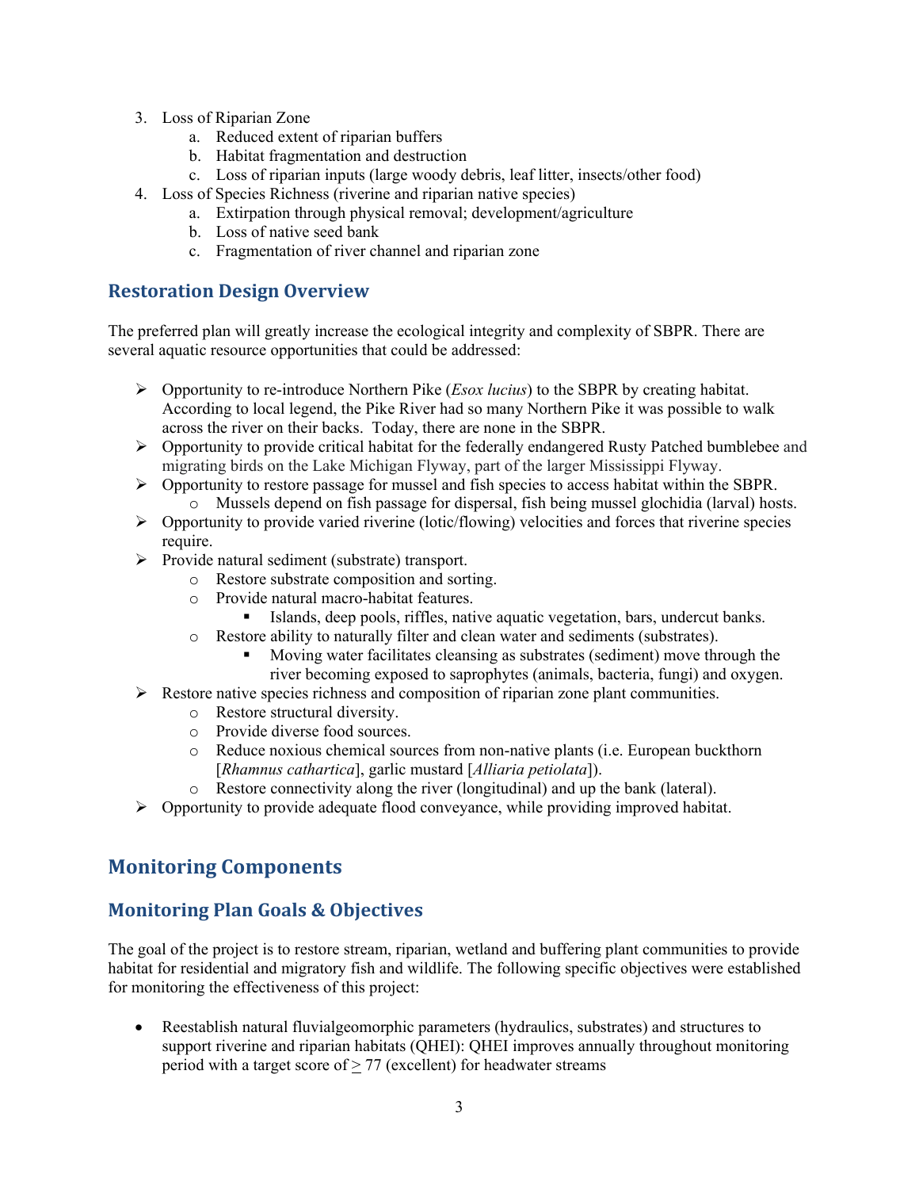3. Loss of Riparian Zone
    a. Reduced extent of riparian buffers
    b. Habitat fragmentation and destruction
    c. Loss of riparian inputs (large woody debris, leaf litter, insects/other food)
4. Loss of Species Richness (riverine and riparian native species)
    a. Extirpation through physical removal; development/agriculture
    b. Loss of native seed bank
    c. Fragmentation of river channel and riparian zone

## Restoration Design Overview

The preferred plan will greatly increase the ecological integrity and complexity of SBPR. There are several aquatic resource opportunities that could be addressed:

- Opportunity to re-introduce Northern Pike (*Esox lucius*) to the SBPR by creating habitat. According to local legend, the Pike River had so many Northern Pike it was possible to walk across the river on their backs. Today, there are none in the SBPR.
- Opportunity to provide critical habitat for the federally endangered Rusty Patched bumblebee and migrating birds on the Lake Michigan Flyway, part of the larger Mississippi Flyway.
- Opportunity to restore passage for mussel and fish species to access habitat within the SBPR.
    - Mussels depend on fish passage for dispersal, fish being mussel glochidia (larval) hosts.
- Opportunity to provide varied riverine (lotic/flowing) velocities and forces that riverine species require.
- Provide natural sediment (substrate) transport.
    - Restore substrate composition and sorting.
    - Provide natural macro-habitat features.
        - Islands, deep pools, riffles, native aquatic vegetation, bars, undercut banks.
    - Restore ability to naturally filter and clean water and sediments (substrates).
        - Moving water facilitates cleansing as substrates (sediment) move through the river becoming exposed to saprophytes (animals, bacteria, fungi) and oxygen.
- Restore native species richness and composition of riparian zone plant communities.
    - Restore structural diversity.
    - Provide diverse food sources.
    - Reduce noxious chemical sources from non-native plants (i.e. European buckthorn [*Rhamnus cathartica*], garlic mustard [*Alliaria petiolata*]).
    - Restore connectivity along the river (longitudinal) and up the bank (lateral).
- Opportunity to provide adequate flood conveyance, while providing improved habitat.

# Monitoring Components

## Monitoring Plan Goals & Objectives

The goal of the project is to restore stream, riparian, wetland and buffering plant communities to provide habitat for residential and migratory fish and wildlife. The following specific objectives were established for monitoring the effectiveness of this project:

- Reestablish natural fluvialgeomorphic parameters (hydraulics, substrates) and structures to support riverine and riparian habitats (QHEI): QHEI improves annually throughout monitoring period with a target score of $\geq$ 77 (excellent) for headwater streams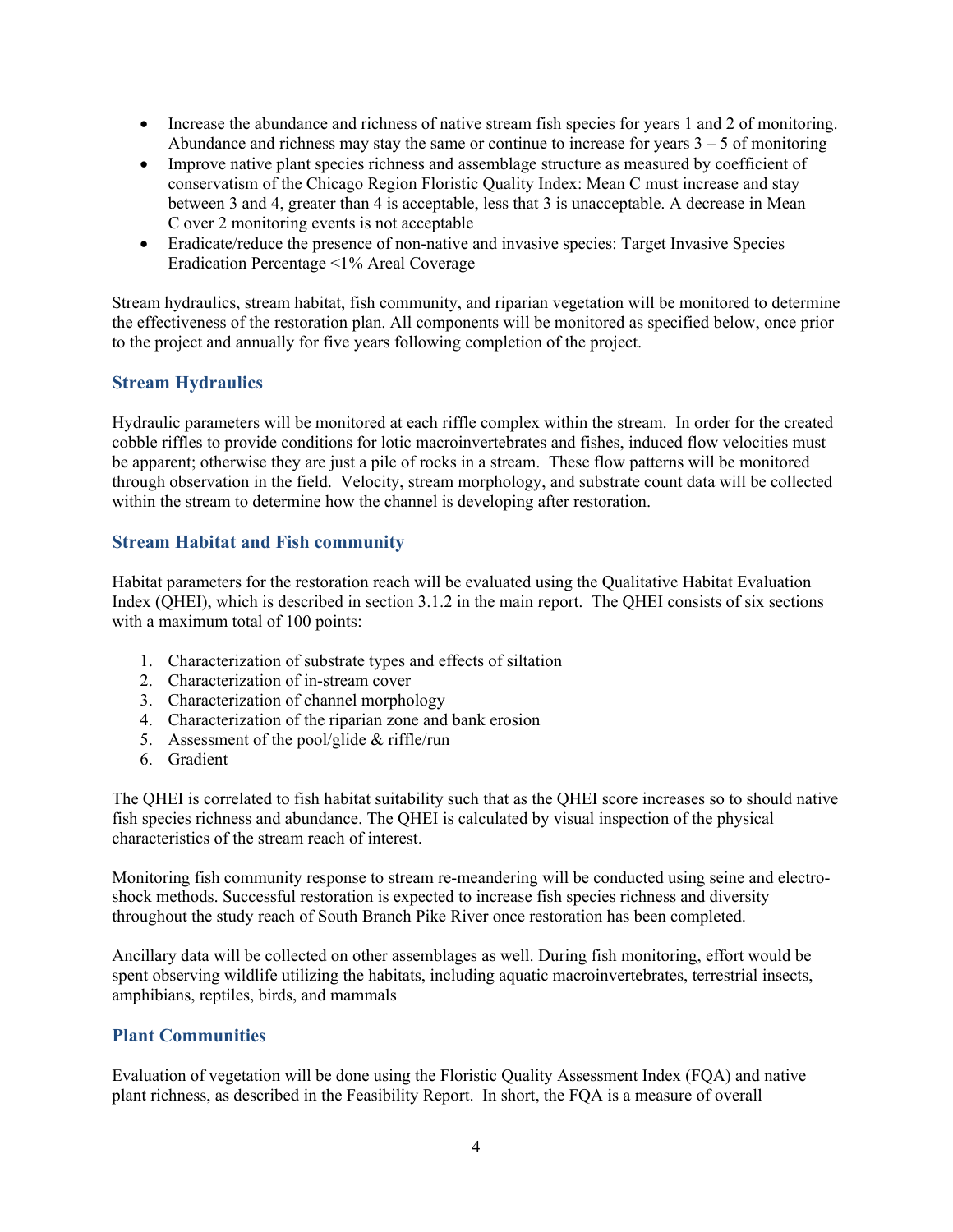- Increase the abundance and richness of native stream fish species for years 1 and 2 of monitoring. Abundance and richness may stay the same or continue to increase for years 3 – 5 of monitoring
- Improve native plant species richness and assemblage structure as measured by coefficient of conservatism of the Chicago Region Floristic Quality Index: Mean C must increase and stay between 3 and 4, greater than 4 is acceptable, less that 3 is unacceptable. A decrease in Mean C over 2 monitoring events is not acceptable
- Eradicate/reduce the presence of non-native and invasive species: Target Invasive Species Eradication Percentage <1% Areal Coverage

Stream hydraulics, stream habitat, fish community, and riparian vegetation will be monitored to determine the effectiveness of the restoration plan. All components will be monitored as specified below, once prior to the project and annually for five years following completion of the project.

### Stream Hydraulics

Hydraulic parameters will be monitored at each riffle complex within the stream. In order for the created cobble riffles to provide conditions for lotic macroinvertebrates and fishes, induced flow velocities must be apparent; otherwise they are just a pile of rocks in a stream. These flow patterns will be monitored through observation in the field. Velocity, stream morphology, and substrate count data will be collected within the stream to determine how the channel is developing after restoration.

### Stream Habitat and Fish community

Habitat parameters for the restoration reach will be evaluated using the Qualitative Habitat Evaluation Index (QHEI), which is described in section 3.1.2 in the main report. The QHEI consists of six sections with a maximum total of 100 points:

1. Characterization of substrate types and effects of siltation
2. Characterization of in-stream cover
3. Characterization of channel morphology
4. Characterization of the riparian zone and bank erosion
5. Assessment of the pool/glide & riffle/run
6. Gradient

The QHEI is correlated to fish habitat suitability such that as the QHEI score increases so to should native fish species richness and abundance. The QHEI is calculated by visual inspection of the physical characteristics of the stream reach of interest.

Monitoring fish community response to stream re-meandering will be conducted using seine and electro-shock methods. Successful restoration is expected to increase fish species richness and diversity throughout the study reach of South Branch Pike River once restoration has been completed.

Ancillary data will be collected on other assemblages as well. During fish monitoring, effort would be spent observing wildlife utilizing the habitats, including aquatic macroinvertebrates, terrestrial insects, amphibians, reptiles, birds, and mammals

### Plant Communities

Evaluation of vegetation will be done using the Floristic Quality Assessment Index (FQA) and native plant richness, as described in the Feasibility Report. In short, the FQA is a measure of overall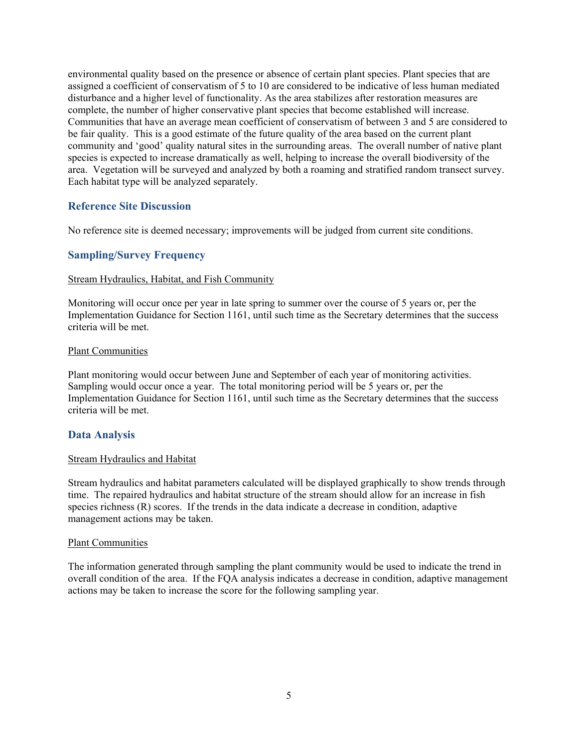environmental quality based on the presence or absence of certain plant species. Plant species that are assigned a coefficient of conservatism of 5 to 10 are considered to be indicative of less human mediated disturbance and a higher level of functionality. As the area stabilizes after restoration measures are complete, the number of higher conservative plant species that become established will increase. Communities that have an average mean coefficient of conservatism of between 3 and 5 are considered to be fair quality. This is a good estimate of the future quality of the area based on the current plant community and 'good' quality natural sites in the surrounding areas. The overall number of native plant species is expected to increase dramatically as well, helping to increase the overall biodiversity of the area. Vegetation will be surveyed and analyzed by both a roaming and stratified random transect survey. Each habitat type will be analyzed separately.

## Reference Site Discussion

No reference site is deemed necessary; improvements will be judged from current site conditions.

## Sampling/Survey Frequency

Stream Hydraulics, Habitat, and Fish Community

Monitoring will occur once per year in late spring to summer over the course of 5 years or, per the Implementation Guidance for Section 1161, until such time as the Secretary determines that the success criteria will be met.

Plant Communities

Plant monitoring would occur between June and September of each year of monitoring activities. Sampling would occur once a year. The total monitoring period will be 5 years or, per the Implementation Guidance for Section 1161, until such time as the Secretary determines that the success criteria will be met.

## Data Analysis

Stream Hydraulics and Habitat

Stream hydraulics and habitat parameters calculated will be displayed graphically to show trends through time. The repaired hydraulics and habitat structure of the stream should allow for an increase in fish species richness (R) scores. If the trends in the data indicate a decrease in condition, adaptive management actions may be taken.

Plant Communities

The information generated through sampling the plant community would be used to indicate the trend in overall condition of the area. If the FQA analysis indicates a decrease in condition, adaptive management actions may be taken to increase the score for the following sampling year.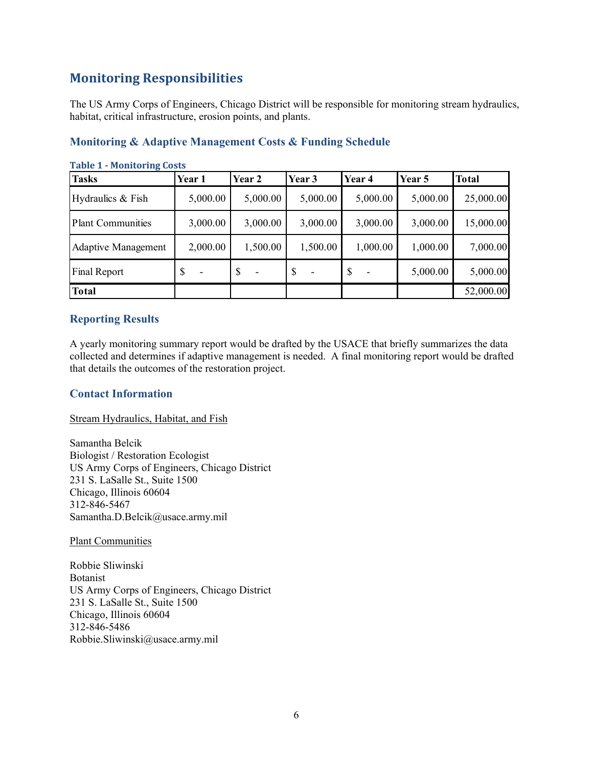## Monitoring Responsibilities

The US Army Corps of Engineers, Chicago District will be responsible for monitoring stream hydraulics, habitat, critical infrastructure, erosion points, and plants.

### Monitoring & Adaptive Management Costs & Funding Schedule

**Table 1 - Monitoring Costs**

| Tasks | Year 1 | Year 2 | Year 3 | Year 4 | Year 5 | Total |
|---|---|---|---|---|---|---|
| Hydraulics & Fish | 5,000.00 | 5,000.00 | 5,000.00 | 5,000.00 | 5,000.00 | 25,000.00 |
| Plant Communities | 3,000.00 | 3,000.00 | 3,000.00 | 3,000.00 | 3,000.00 | 15,000.00 |
| Adaptive Management | 2,000.00 | 1,500.00 | 1,500.00 | 1,000.00 | 1,000.00 | 7,000.00 |
| Final Report | $ - | $ - | $ - | $ - | 5,000.00 | 5,000.00 |
| **Total** | | | | | | 52,000.00 |

### Reporting Results

A yearly monitoring summary report would be drafted by the USACE that briefly summarizes the data collected and determines if adaptive management is needed. A final monitoring report would be drafted that details the outcomes of the restoration project.

### Contact Information

Stream Hydraulics, Habitat, and Fish

Samantha Belcik
Biologist / Restoration Ecologist
US Army Corps of Engineers, Chicago District
231 S. LaSalle St., Suite 1500
Chicago, Illinois 60604
312-846-5467
Samantha.D.Belcik@usace.army.mil

Plant Communities

Robbie Sliwinski
Botanist
US Army Corps of Engineers, Chicago District
231 S. LaSalle St., Suite 1500
Chicago, Illinois 60604
312-846-5486
Robbie.Sliwinski@usace.army.mil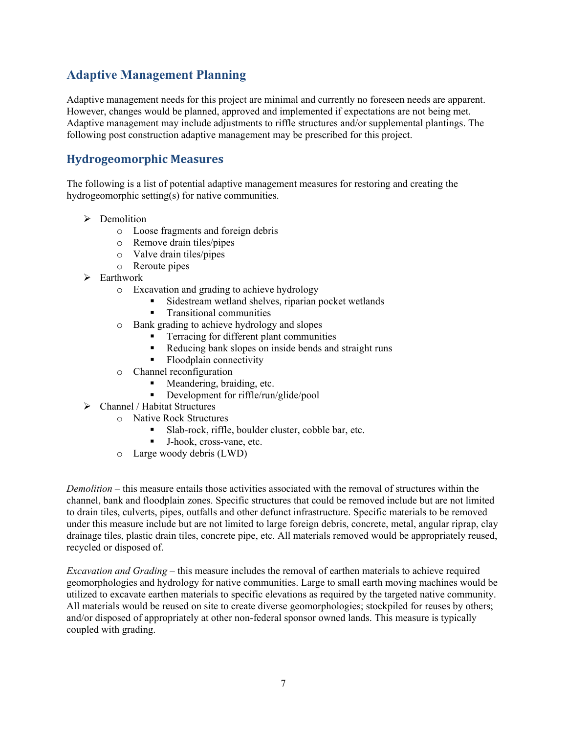## Adaptive Management Planning

Adaptive management needs for this project are minimal and currently no foreseen needs are apparent. However, changes would be planned, approved and implemented if expectations are not being met. Adaptive management may include adjustments to riffle structures and/or supplemental plantings. The following post construction adaptive management may be prescribed for this project.

### Hydrogeomorphic Measures

The following is a list of potential adaptive management measures for restoring and creating the hydrogeomorphic setting(s) for native communities.

- Demolition
  - Loose fragments and foreign debris
  - Remove drain tiles/pipes
  - Valve drain tiles/pipes
  - Reroute pipes
- Earthwork
  - Excavation and grading to achieve hydrology
    - Sidestream wetland shelves, riparian pocket wetlands
    - Transitional communities
  - Bank grading to achieve hydrology and slopes
    - Terracing for different plant communities
    - Reducing bank slopes on inside bends and straight runs
    - Floodplain connectivity
  - Channel reconfiguration
    - Meandering, braiding, etc.
    - Development for riffle/run/glide/pool
- Channel / Habitat Structures
  - Native Rock Structures
    - Slab-rock, riffle, boulder cluster, cobble bar, etc.
    - J-hook, cross-vane, etc.
  - Large woody debris (LWD)

*Demolition* – this measure entails those activities associated with the removal of structures within the channel, bank and floodplain zones. Specific structures that could be removed include but are not limited to drain tiles, culverts, pipes, outfalls and other defunct infrastructure. Specific materials to be removed under this measure include but are not limited to large foreign debris, concrete, metal, angular riprap, clay drainage tiles, plastic drain tiles, concrete pipe, etc. All materials removed would be appropriately reused, recycled or disposed of.

*Excavation and Grading* – this measure includes the removal of earthen materials to achieve required geomorphologies and hydrology for native communities. Large to small earth moving machines would be utilized to excavate earthen materials to specific elevations as required by the targeted native community. All materials would be reused on site to create diverse geomorphologies; stockpiled for reuses by others; and/or disposed of appropriately at other non-federal sponsor owned lands. This measure is typically coupled with grading.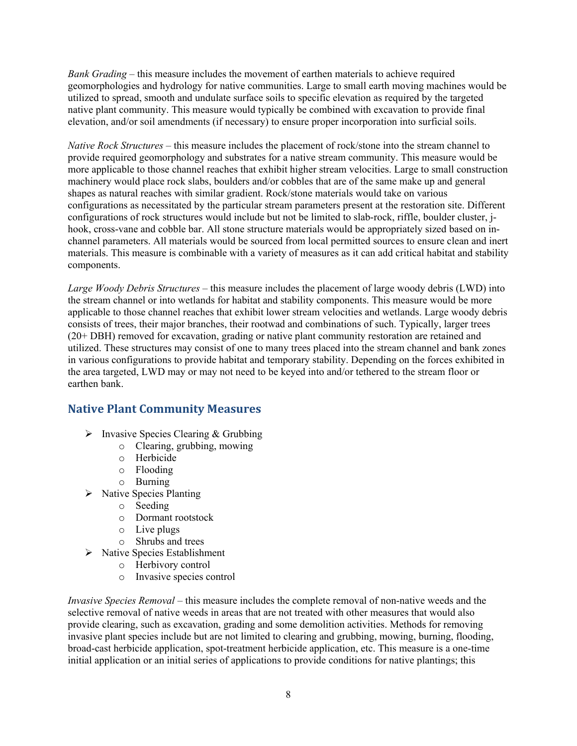*Bank Grading* – this measure includes the movement of earthen materials to achieve required geomorphologies and hydrology for native communities. Large to small earth moving machines would be utilized to spread, smooth and undulate surface soils to specific elevation as required by the targeted native plant community. This measure would typically be combined with excavation to provide final elevation, and/or soil amendments (if necessary) to ensure proper incorporation into surficial soils.

*Native Rock Structures* – this measure includes the placement of rock/stone into the stream channel to provide required geomorphology and substrates for a native stream community. This measure would be more applicable to those channel reaches that exhibit higher stream velocities. Large to small construction machinery would place rock slabs, boulders and/or cobbles that are of the same make up and general shapes as natural reaches with similar gradient. Rock/stone materials would take on various configurations as necessitated by the particular stream parameters present at the restoration site. Different configurations of rock structures would include but not be limited to slab-rock, riffle, boulder cluster, j-hook, cross-vane and cobble bar. All stone structure materials would be appropriately sized based on in-channel parameters. All materials would be sourced from local permitted sources to ensure clean and inert materials. This measure is combinable with a variety of measures as it can add critical habitat and stability components.

*Large Woody Debris Structures* – this measure includes the placement of large woody debris (LWD) into the stream channel or into wetlands for habitat and stability components. This measure would be more applicable to those channel reaches that exhibit lower stream velocities and wetlands. Large woody debris consists of trees, their major branches, their rootwad and combinations of such. Typically, larger trees (20+ DBH) removed for excavation, grading or native plant community restoration are retained and utilized. These structures may consist of one to many trees placed into the stream channel and bank zones in various configurations to provide habitat and temporary stability. Depending on the forces exhibited in the area targeted, LWD may or may not need to be keyed into and/or tethered to the stream floor or earthen bank.

## Native Plant Community Measures

- Invasive Species Clearing & Grubbing
  - Clearing, grubbing, mowing
  - Herbicide
  - Flooding
  - Burning
- Native Species Planting
  - Seeding
  - Dormant rootstock
  - Live plugs
  - Shrubs and trees
- Native Species Establishment
  - Herbivory control
  - Invasive species control

*Invasive Species Removal* – this measure includes the complete removal of non-native weeds and the selective removal of native weeds in areas that are not treated with other measures that would also provide clearing, such as excavation, grading and some demolition activities. Methods for removing invasive plant species include but are not limited to clearing and grubbing, mowing, burning, flooding, broad-cast herbicide application, spot-treatment herbicide application, etc. This measure is a one-time initial application or an initial series of applications to provide conditions for native plantings; this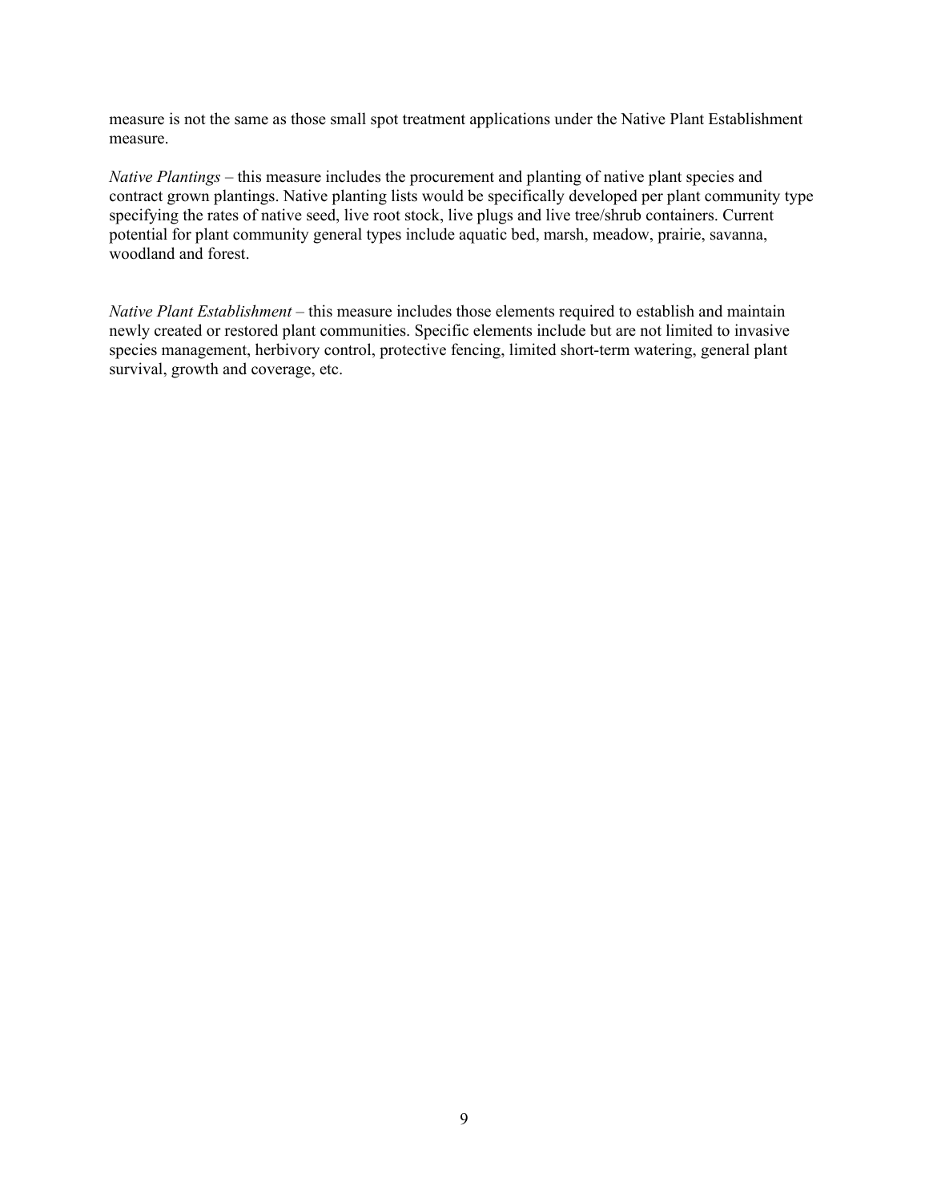measure is not the same as those small spot treatment applications under the Native Plant Establishment measure.

*Native Plantings* – this measure includes the procurement and planting of native plant species and contract grown plantings. Native planting lists would be specifically developed per plant community type specifying the rates of native seed, live root stock, live plugs and live tree/shrub containers. Current potential for plant community general types include aquatic bed, marsh, meadow, prairie, savanna, woodland and forest.

*Native Plant Establishment* – this measure includes those elements required to establish and maintain newly created or restored plant communities. Specific elements include but are not limited to invasive species management, herbivory control, protective fencing, limited short-term watering, general plant survival, growth and coverage, etc.